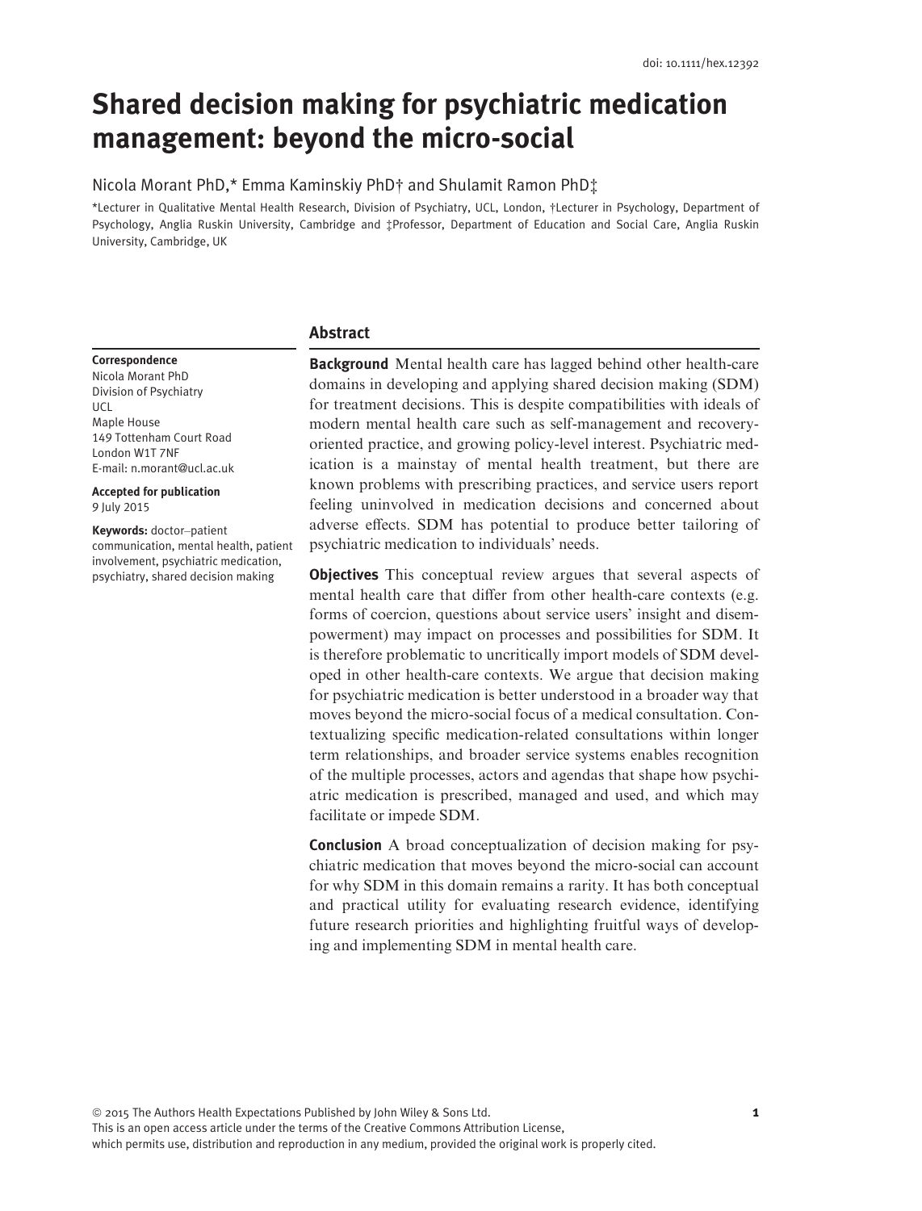doi: 10.1111/hex.12392

# Shared decision making for psychiatric medication management: beyond the micro-social

Nicola Morant PhD,* Emma Kaminskiy PhD† and Shulamit Ramon PhD‡

*Lecturer in Qualitative Mental Health Research, Division of Psychiatry, UCL, London, †Lecturer in Psychology, Department of Psychology, Anglia Ruskin University, Cambridge and ‡Professor, Department of Education and Social Care, Anglia Ruskin University, Cambridge, UK

**Correspondence**
Nicola Morant PhD
Division of Psychiatry
UCL
Maple House
149 Tottenham Court Road
London W1T 7NF
E-mail: n.morant@ucl.ac.uk

**Accepted for publication**
9 July 2015

**Keywords:** doctor–patient communication, mental health, patient involvement, psychiatric medication, psychiatry, shared decision making

## Abstract

**Background** Mental health care has lagged behind other health-care domains in developing and applying shared decision making (SDM) for treatment decisions. This is despite compatibilities with ideals of modern mental health care such as self-management and recovery-oriented practice, and growing policy-level interest. Psychiatric medication is a mainstay of mental health treatment, but there are known problems with prescribing practices, and service users report feeling uninvolved in medication decisions and concerned about adverse effects. SDM has potential to produce better tailoring of psychiatric medication to individuals' needs.

**Objectives** This conceptual review argues that several aspects of mental health care that differ from other health-care contexts (e.g. forms of coercion, questions about service users' insight and disempowerment) may impact on processes and possibilities for SDM. It is therefore problematic to uncritically import models of SDM developed in other health-care contexts. We argue that decision making for psychiatric medication is better understood in a broader way that moves beyond the micro-social focus of a medical consultation. Contextualizing specific medication-related consultations within longer term relationships, and broader service systems enables recognition of the multiple processes, actors and agendas that shape how psychiatric medication is prescribed, managed and used, and which may facilitate or impede SDM.

**Conclusion** A broad conceptualization of decision making for psychiatric medication that moves beyond the micro-social can account for why SDM in this domain remains a rarity. It has both conceptual and practical utility for evaluating research evidence, identifying future research priorities and highlighting fruitful ways of developing and implementing SDM in mental health care.

© 2015 The Authors Health Expectations Published by John Wiley & Sons Ltd.
This is an open access article under the terms of the Creative Commons Attribution License, which permits use, distribution and reproduction in any medium, provided the original work is properly cited.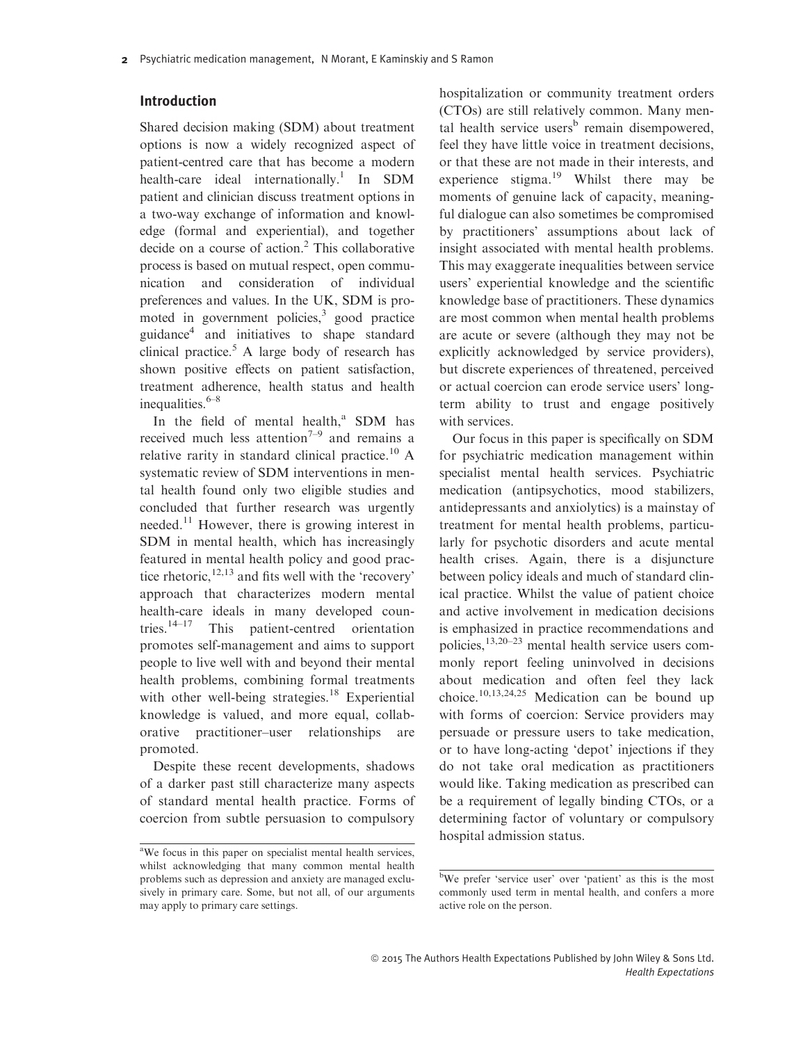## Introduction

Shared decision making (SDM) about treatment options is now a widely recognized aspect of patient-centred care that has become a modern health-care ideal internationally.[1] In SDM patient and clinician discuss treatment options in a two-way exchange of information and knowledge (formal and experiential), and together decide on a course of action.[2] This collaborative process is based on mutual respect, open communication and consideration of individual preferences and values. In the UK, SDM is promoted in government policies,[3] good practice guidance[4] and initiatives to shape standard clinical practice.[5] A large body of research has shown positive effects on patient satisfaction, treatment adherence, health status and health inequalities.[6–8]

In the field of mental health,[a] SDM has received much less attention[7–9] and remains a relative rarity in standard clinical practice.[10] A systematic review of SDM interventions in mental health found only two eligible studies and concluded that further research was urgently needed.[11] However, there is growing interest in SDM in mental health, which has increasingly featured in mental health policy and good practice rhetoric,[12,13] and fits well with the 'recovery' approach that characterizes modern mental health-care ideals in many developed countries.[14–17] This patient-centred orientation promotes self-management and aims to support people to live well with and beyond their mental health problems, combining formal treatments with other well-being strategies.[18] Experiential knowledge is valued, and more equal, collaborative practitioner–user relationships are promoted.

Despite these recent developments, shadows of a darker past still characterize many aspects of standard mental health practice. Forms of coercion from subtle persuasion to compulsory hospitalization or community treatment orders (CTOs) are still relatively common. Many mental health service users[b] remain disempowered, feel they have little voice in treatment decisions, or that these are not made in their interests, and experience stigma.[19] Whilst there may be moments of genuine lack of capacity, meaningful dialogue can also sometimes be compromised by practitioners' assumptions about lack of insight associated with mental health problems. This may exaggerate inequalities between service users' experiential knowledge and the scientific knowledge base of practitioners. These dynamics are most common when mental health problems are acute or severe (although they may not be explicitly acknowledged by service providers), but discrete experiences of threatened, perceived or actual coercion can erode service users' long-term ability to trust and engage positively with services.

Our focus in this paper is specifically on SDM for psychiatric medication management within specialist mental health services. Psychiatric medication (antipsychotics, mood stabilizers, antidepressants and anxiolytics) is a mainstay of treatment for mental health problems, particularly for psychotic disorders and acute mental health crises. Again, there is a disjuncture between policy ideals and much of standard clinical practice. Whilst the value of patient choice and active involvement in medication decisions is emphasized in practice recommendations and policies,[13,20–23] mental health service users commonly report feeling uninvolved in decisions about medication and often feel they lack choice.[10,13,24,25] Medication can be bound up with forms of coercion: Service providers may persuade or pressure users to take medication, or to have long-acting 'depot' injections if they do not take oral medication as practitioners would like. Taking medication as prescribed can be a requirement of legally binding CTOs, or a determining factor of voluntary or compulsory hospital admission status.

[a]We focus in this paper on specialist mental health services, whilst acknowledging that many common mental health problems such as depression and anxiety are managed exclusively in primary care. Some, but not all, of our arguments may apply to primary care settings.

[b]We prefer 'service user' over 'patient' as this is the most commonly used term in mental health, and confers a more active role on the person.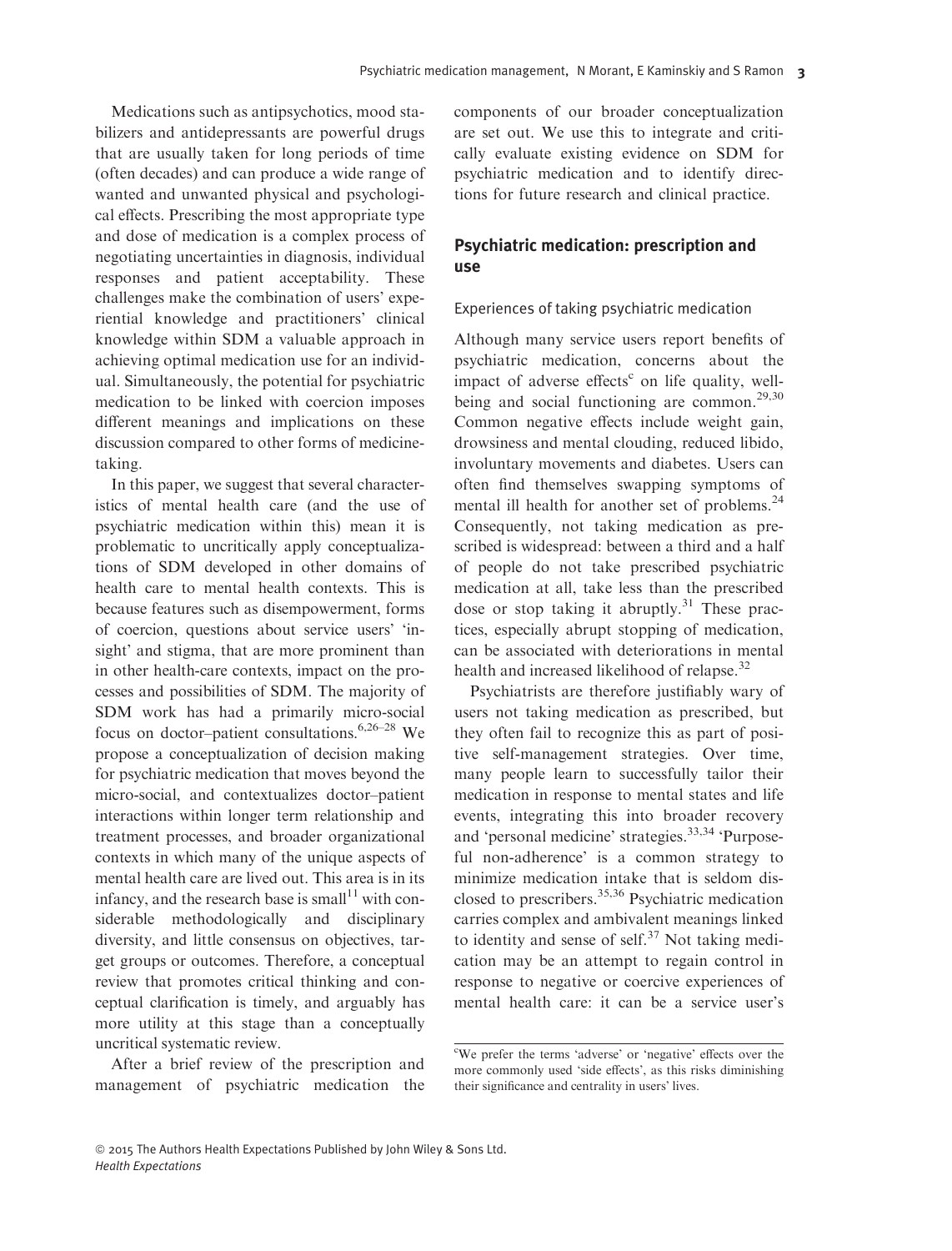Medications such as antipsychotics, mood stabilizers and antidepressants are powerful drugs that are usually taken for long periods of time (often decades) and can produce a wide range of wanted and unwanted physical and psychological effects. Prescribing the most appropriate type and dose of medication is a complex process of negotiating uncertainties in diagnosis, individual responses and patient acceptability. These challenges make the combination of users' experiential knowledge and practitioners' clinical knowledge within SDM a valuable approach in achieving optimal medication use for an individual. Simultaneously, the potential for psychiatric medication to be linked with coercion imposes different meanings and implications on these discussion compared to other forms of medicine-taking.

In this paper, we suggest that several characteristics of mental health care (and the use of psychiatric medication within this) mean it is problematic to uncritically apply conceptualizations of SDM developed in other domains of health care to mental health contexts. This is because features such as disempowerment, forms of coercion, questions about service users' 'insight' and stigma, that are more prominent than in other health-care contexts, impact on the processes and possibilities of SDM. The majority of SDM work has had a primarily micro-social focus on doctor–patient consultations.[6,26–28] We propose a conceptualization of decision making for psychiatric medication that moves beyond the micro-social, and contextualizes doctor–patient interactions within longer term relationship and treatment processes, and broader organizational contexts in which many of the unique aspects of mental health care are lived out. This area is in its infancy, and the research base is small[11] with considerable methodologically and disciplinary diversity, and little consensus on objectives, target groups or outcomes. Therefore, a conceptual review that promotes critical thinking and conceptual clarification is timely, and arguably has more utility at this stage than a conceptually uncritical systematic review.

After a brief review of the prescription and management of psychiatric medication the components of our broader conceptualization are set out. We use this to integrate and critically evaluate existing evidence on SDM for psychiatric medication and to identify directions for future research and clinical practice.

## Psychiatric medication: prescription and use

### Experiences of taking psychiatric medication

Although many service users report benefits of psychiatric medication, concerns about the impact of adverse effects[c] on life quality, well-being and social functioning are common.[29,30] Common negative effects include weight gain, drowsiness and mental clouding, reduced libido, involuntary movements and diabetes. Users can often find themselves swapping symptoms of mental ill health for another set of problems.[24] Consequently, not taking medication as prescribed is widespread: between a third and a half of people do not take prescribed psychiatric medication at all, take less than the prescribed dose or stop taking it abruptly.[31] These practices, especially abrupt stopping of medication, can be associated with deteriorations in mental health and increased likelihood of relapse.[32]

Psychiatrists are therefore justifiably wary of users not taking medication as prescribed, but they often fail to recognize this as part of positive self-management strategies. Over time, many people learn to successfully tailor their medication in response to mental states and life events, integrating this into broader recovery and 'personal medicine' strategies.[33,34] 'Purposeful non-adherence' is a common strategy to minimize medication intake that is seldom disclosed to prescribers.[35,36] Psychiatric medication carries complex and ambivalent meanings linked to identity and sense of self.[37] Not taking medication may be an attempt to regain control in response to negative or coercive experiences of mental health care: it can be a service user's

[c] We prefer the terms 'adverse' or 'negative' effects over the more commonly used 'side effects', as this risks diminishing their significance and centrality in users' lives.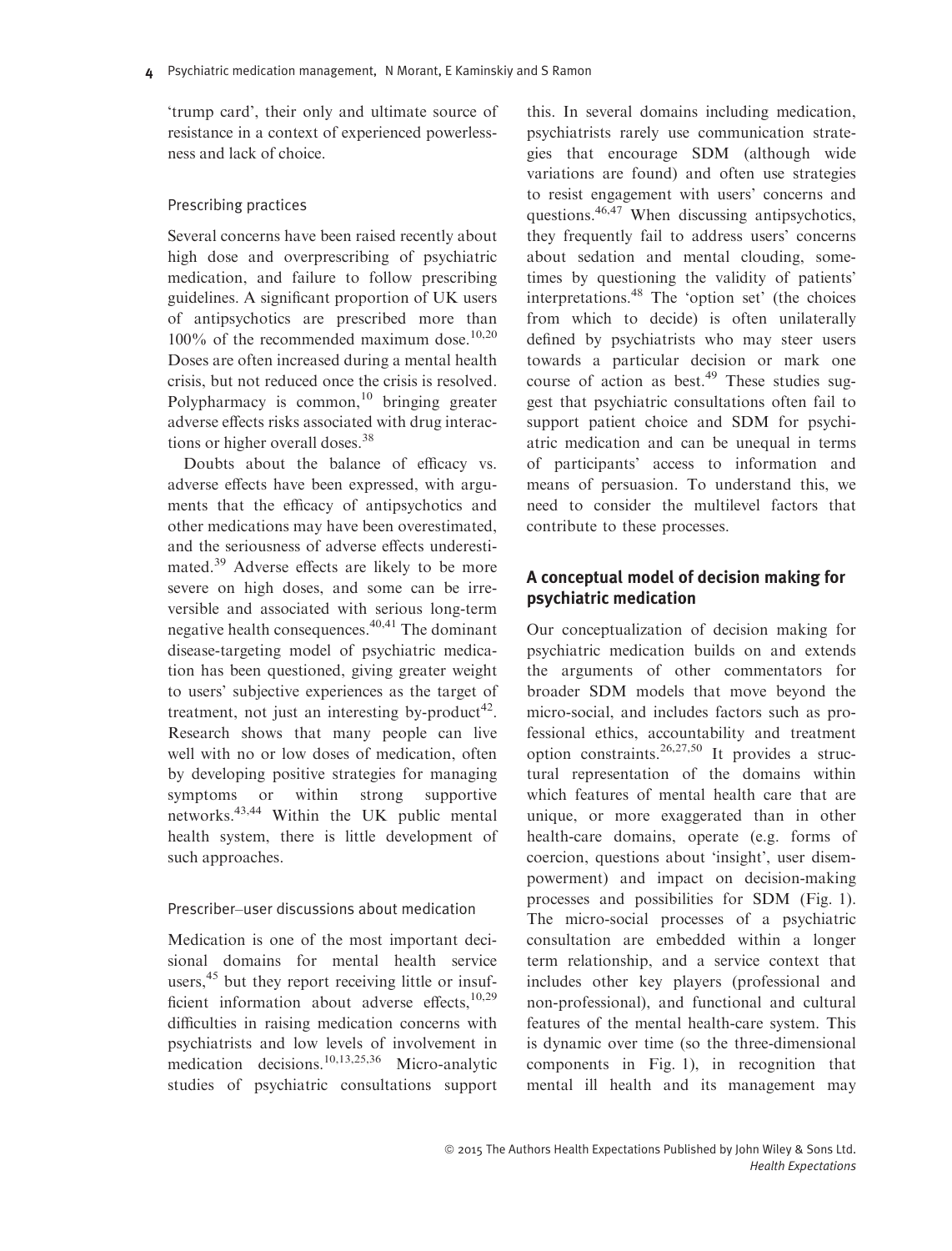'trump card', their only and ultimate source of resistance in a context of experienced powerlessness and lack of choice.

### Prescribing practices

Several concerns have been raised recently about high dose and overprescribing of psychiatric medication, and failure to follow prescribing guidelines. A significant proportion of UK users of antipsychotics are prescribed more than 100% of the recommended maximum dose.[10,20] Doses are often increased during a mental health crisis, but not reduced once the crisis is resolved. Polypharmacy is common,[10] bringing greater adverse effects risks associated with drug interactions or higher overall doses.[38]

Doubts about the balance of efficacy vs. adverse effects have been expressed, with arguments that the efficacy of antipsychotics and other medications may have been overestimated, and the seriousness of adverse effects underestimated.[39] Adverse effects are likely to be more severe on high doses, and some can be irreversible and associated with serious long-term negative health consequences.[40,41] The dominant disease-targeting model of psychiatric medication has been questioned, giving greater weight to users' subjective experiences as the target of treatment, not just an interesting by-product[42]. Research shows that many people can live well with no or low doses of medication, often by developing positive strategies for managing symptoms or within strong supportive networks.[43,44] Within the UK public mental health system, there is little development of such approaches.

### Prescriber–user discussions about medication

Medication is one of the most important decisional domains for mental health service users,[45] but they report receiving little or insufficient information about adverse effects,[10,29] difficulties in raising medication concerns with psychiatrists and low levels of involvement in medication decisions.[10,13,25,36] Micro-analytic studies of psychiatric consultations support this. In several domains including medication, psychiatrists rarely use communication strategies that encourage SDM (although wide variations are found) and often use strategies to resist engagement with users' concerns and questions.[46,47] When discussing antipsychotics, they frequently fail to address users' concerns about sedation and mental clouding, sometimes by questioning the validity of patients' interpretations.[48] The 'option set' (the choices from which to decide) is often unilaterally defined by psychiatrists who may steer users towards a particular decision or mark one course of action as best.[49] These studies suggest that psychiatric consultations often fail to support patient choice and SDM for psychiatric medication and can be unequal in terms of participants' access to information and means of persuasion. To understand this, we need to consider the multilevel factors that contribute to these processes.

## A conceptual model of decision making for psychiatric medication

Our conceptualization of decision making for psychiatric medication builds on and extends the arguments of other commentators for broader SDM models that move beyond the micro-social, and includes factors such as professional ethics, accountability and treatment option constraints.[26,27,50] It provides a structural representation of the domains within which features of mental health care that are unique, or more exaggerated than in other health-care domains, operate (e.g. forms of coercion, questions about 'insight', user disempowerment) and impact on decision-making processes and possibilities for SDM (Fig. 1). The micro-social processes of a psychiatric consultation are embedded within a longer term relationship, and a service context that includes other key players (professional and non-professional), and functional and cultural features of the mental health-care system. This is dynamic over time (so the three-dimensional components in Fig. 1), in recognition that mental ill health and its management may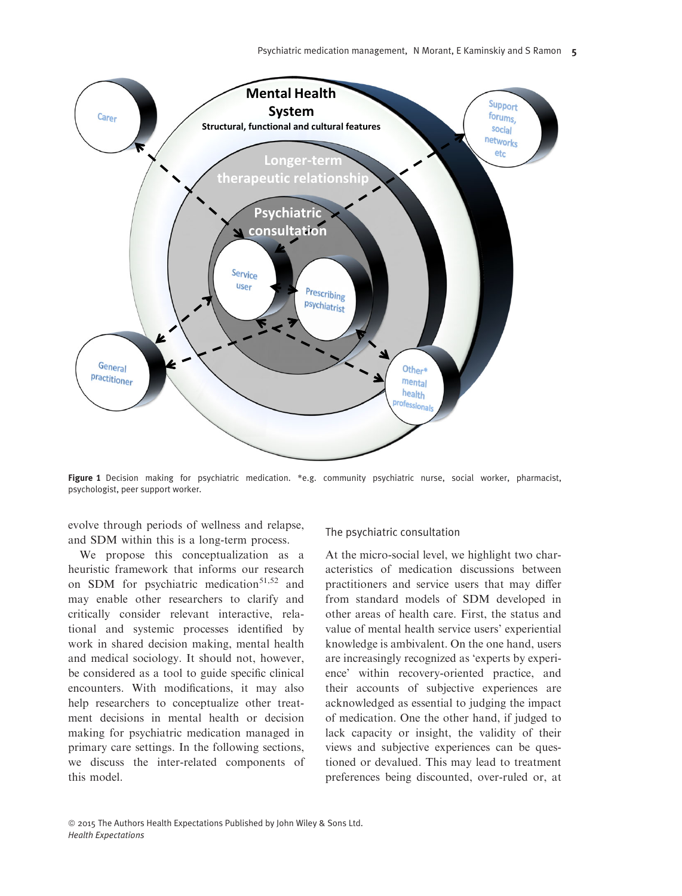**Figure 1** Decision making for psychiatric medication. *e.g. community psychiatric nurse, social worker, pharmacist, psychologist, peer support worker.

evolve through periods of wellness and relapse, and SDM within this is a long-term process.

We propose this conceptualization as a heuristic framework that informs our research on SDM for psychiatric medication[51,52] and may enable other researchers to clarify and critically consider relevant interactive, relational and systemic processes identified by work in shared decision making, mental health and medical sociology. It should not, however, be considered as a tool to guide specific clinical encounters. With modifications, it may also help researchers to conceptualize other treatment decisions in mental health or decision making for psychiatric medication managed in primary care settings. In the following sections, we discuss the inter-related components of this model.

### The psychiatric consultation

At the micro-social level, we highlight two characteristics of medication discussions between practitioners and service users that may differ from standard models of SDM developed in other areas of health care. First, the status and value of mental health service users' experiential knowledge is ambivalent. On the one hand, users are increasingly recognized as 'experts by experience' within recovery-oriented practice, and their accounts of subjective experiences are acknowledged as essential to judging the impact of medication. One the other hand, if judged to lack capacity or insight, the validity of their views and subjective experiences can be questioned or devalued. This may lead to treatment preferences being discounted, over-ruled or, at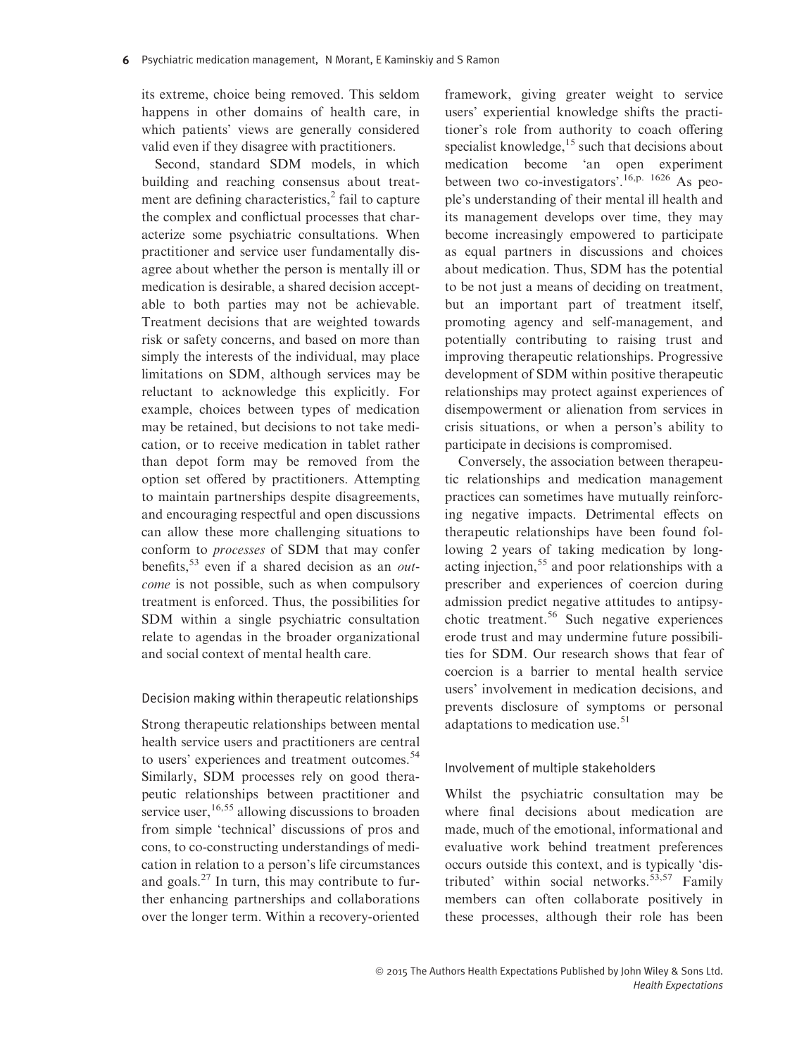its extreme, choice being removed. This seldom happens in other domains of health care, in which patients' views are generally considered valid even if they disagree with practitioners.

Second, standard SDM models, in which building and reaching consensus about treatment are defining characteristics,[2] fail to capture the complex and conflictual processes that characterize some psychiatric consultations. When practitioner and service user fundamentally disagree about whether the person is mentally ill or medication is desirable, a shared decision acceptable to both parties may not be achievable. Treatment decisions that are weighted towards risk or safety concerns, and based on more than simply the interests of the individual, may place limitations on SDM, although services may be reluctant to acknowledge this explicitly. For example, choices between types of medication may be retained, but decisions to not take medication, or to receive medication in tablet rather than depot form may be removed from the option set offered by practitioners. Attempting to maintain partnerships despite disagreements, and encouraging respectful and open discussions can allow these more challenging situations to conform to *processes* of SDM that may confer benefits,[53] even if a shared decision as an *outcome* is not possible, such as when compulsory treatment is enforced. Thus, the possibilities for SDM within a single psychiatric consultation relate to agendas in the broader organizational and social context of mental health care.

## Decision making within therapeutic relationships

Strong therapeutic relationships between mental health service users and practitioners are central to users' experiences and treatment outcomes.[54] Similarly, SDM processes rely on good therapeutic relationships between practitioner and service user,[16,55] allowing discussions to broaden from simple 'technical' discussions of pros and cons, to co-constructing understandings of medication in relation to a person's life circumstances and goals.[27] In turn, this may contribute to further enhancing partnerships and collaborations over the longer term. Within a recovery-oriented framework, giving greater weight to service users' experiential knowledge shifts the practitioner's role from authority to coach offering specialist knowledge,[15] such that decisions about medication become 'an open experiment between two co-investigators'.[16,p. 1626] As people's understanding of their mental ill health and its management develops over time, they may become increasingly empowered to participate as equal partners in discussions and choices about medication. Thus, SDM has the potential to be not just a means of deciding on treatment, but an important part of treatment itself, promoting agency and self-management, and potentially contributing to raising trust and improving therapeutic relationships. Progressive development of SDM within positive therapeutic relationships may protect against experiences of disempowerment or alienation from services in crisis situations, or when a person's ability to participate in decisions is compromised.

Conversely, the association between therapeutic relationships and medication management practices can sometimes have mutually reinforcing negative impacts. Detrimental effects on therapeutic relationships have been found following 2 years of taking medication by long-acting injection,[55] and poor relationships with a prescriber and experiences of coercion during admission predict negative attitudes to antipsychotic treatment.[56] Such negative experiences erode trust and may undermine future possibilities for SDM. Our research shows that fear of coercion is a barrier to mental health service users' involvement in medication decisions, and prevents disclosure of symptoms or personal adaptations to medication use.[51]

## Involvement of multiple stakeholders

Whilst the psychiatric consultation may be where final decisions about medication are made, much of the emotional, informational and evaluative work behind treatment preferences occurs outside this context, and is typically 'distributed' within social networks.[53,57] Family members can often collaborate positively in these processes, although their role has been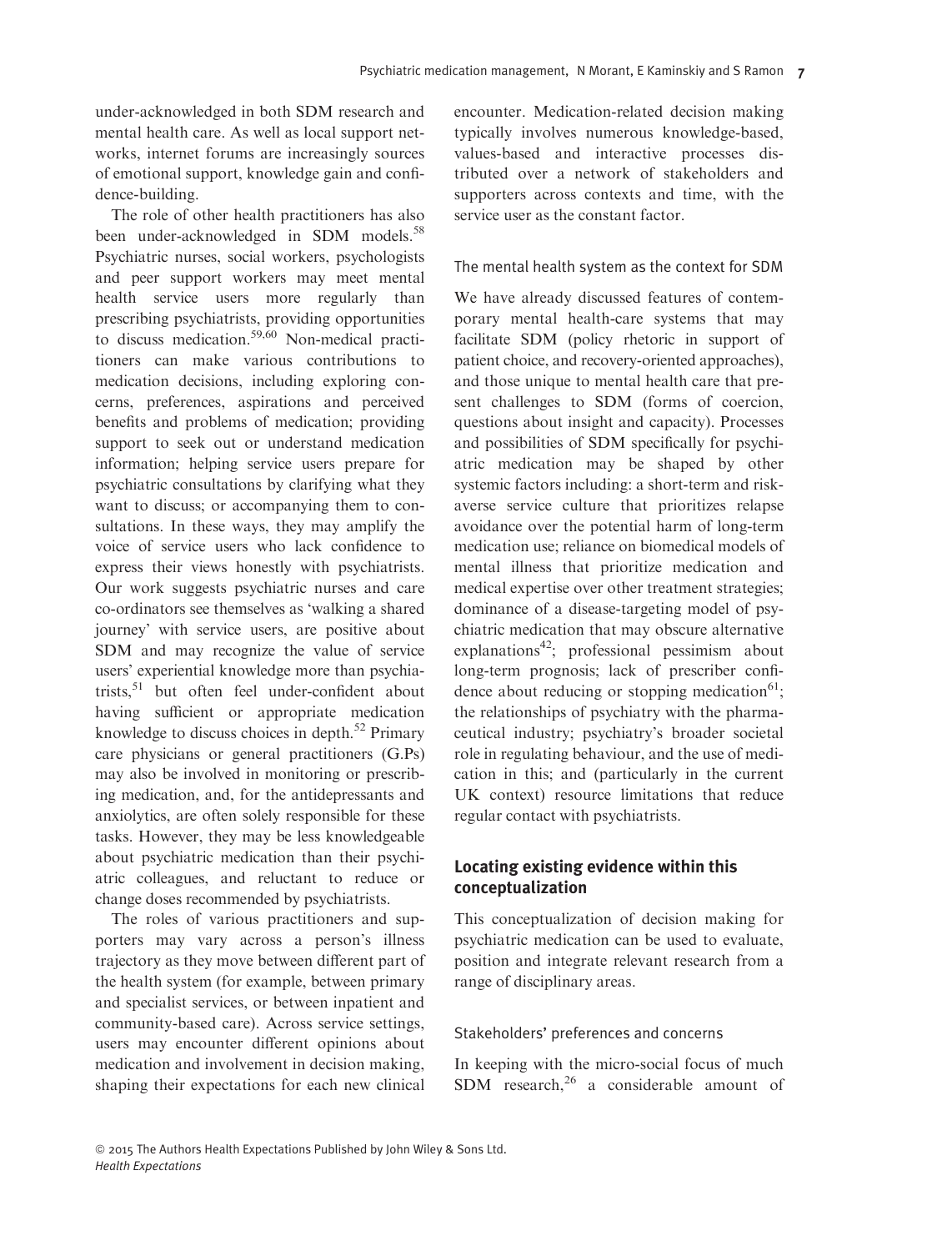under-acknowledged in both SDM research and mental health care. As well as local support networks, internet forums are increasingly sources of emotional support, knowledge gain and confidence-building.

The role of other health practitioners has also been under-acknowledged in SDM models.[58] Psychiatric nurses, social workers, psychologists and peer support workers may meet mental health service users more regularly than prescribing psychiatrists, providing opportunities to discuss medication.[59,60] Non-medical practitioners can make various contributions to medication decisions, including exploring concerns, preferences, aspirations and perceived benefits and problems of medication; providing support to seek out or understand medication information; helping service users prepare for psychiatric consultations by clarifying what they want to discuss; or accompanying them to consultations. In these ways, they may amplify the voice of service users who lack confidence to express their views honestly with psychiatrists. Our work suggests psychiatric nurses and care co-ordinators see themselves as 'walking a shared journey' with service users, are positive about SDM and may recognize the value of service users' experiential knowledge more than psychiatrists,[51] but often feel under-confident about having sufficient or appropriate medication knowledge to discuss choices in depth.[52] Primary care physicians or general practitioners (G.Ps) may also be involved in monitoring or prescribing medication, and, for the antidepressants and anxiolytics, are often solely responsible for these tasks. However, they may be less knowledgeable about psychiatric medication than their psychiatric colleagues, and reluctant to reduce or change doses recommended by psychiatrists.

The roles of various practitioners and supporters may vary across a person's illness trajectory as they move between different part of the health system (for example, between primary and specialist services, or between inpatient and community-based care). Across service settings, users may encounter different opinions about medication and involvement in decision making, shaping their expectations for each new clinical encounter. Medication-related decision making typically involves numerous knowledge-based, values-based and interactive processes distributed over a network of stakeholders and supporters across contexts and time, with the service user as the constant factor.

### The mental health system as the context for SDM

We have already discussed features of contemporary mental health-care systems that may facilitate SDM (policy rhetoric in support of patient choice, and recovery-oriented approaches), and those unique to mental health care that present challenges to SDM (forms of coercion, questions about insight and capacity). Processes and possibilities of SDM specifically for psychiatric medication may be shaped by other systemic factors including: a short-term and risk-averse service culture that prioritizes relapse avoidance over the potential harm of long-term medication use; reliance on biomedical models of mental illness that prioritize medication and medical expertise over other treatment strategies; dominance of a disease-targeting model of psychiatric medication that may obscure alternative explanations[42]; professional pessimism about long-term prognosis; lack of prescriber confidence about reducing or stopping medication[61]; the relationships of psychiatry with the pharmaceutical industry; psychiatry's broader societal role in regulating behaviour, and the use of medication in this; and (particularly in the current UK context) resource limitations that reduce regular contact with psychiatrists.

## Locating existing evidence within this conceptualization

This conceptualization of decision making for psychiatric medication can be used to evaluate, position and integrate relevant research from a range of disciplinary areas.

### Stakeholders' preferences and concerns

In keeping with the micro-social focus of much SDM research,[26] a considerable amount of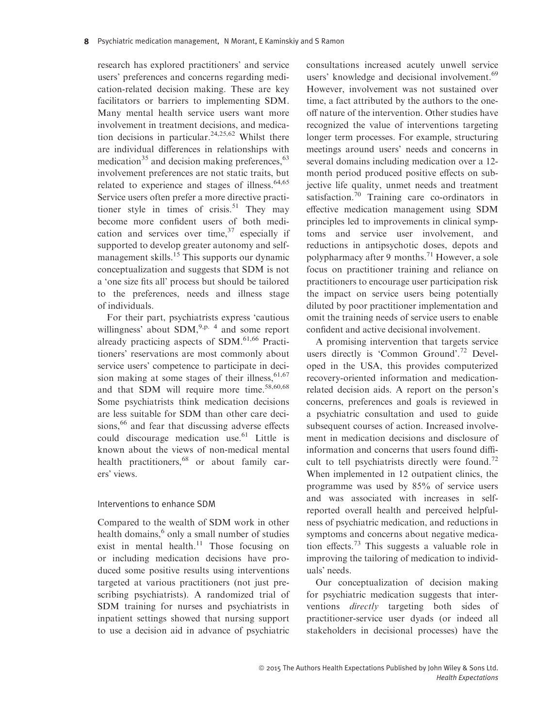research has explored practitioners' and service users' preferences and concerns regarding medication-related decision making. These are key facilitators or barriers to implementing SDM. Many mental health service users want more involvement in treatment decisions, and medication decisions in particular.[24,25,62] Whilst there are individual differences in relationships with medication[35] and decision making preferences,[63] involvement preferences are not static traits, but related to experience and stages of illness.[64,65] Service users often prefer a more directive practitioner style in times of crisis.[51] They may become more confident users of both medication and services over time,[37] especially if supported to develop greater autonomy and self-management skills.[15] This supports our dynamic conceptualization and suggests that SDM is not a 'one size fits all' process but should be tailored to the preferences, needs and illness stage of individuals.

For their part, psychiatrists express 'cautious willingness' about SDM,[9,p. 4] and some report already practicing aspects of SDM.[61,66] Practitioners' reservations are most commonly about service users' competence to participate in decision making at some stages of their illness,[61,67] and that SDM will require more time.[58,60,68] Some psychiatrists think medication decisions are less suitable for SDM than other care decisions,[66] and fear that discussing adverse effects could discourage medication use.[61] Little is known about the views of non-medical mental health practitioners,[68] or about family carers' views.

### Interventions to enhance SDM

Compared to the wealth of SDM work in other health domains,[6] only a small number of studies exist in mental health.[11] Those focusing on or including medication decisions have produced some positive results using interventions targeted at various practitioners (not just prescribing psychiatrists). A randomized trial of SDM training for nurses and psychiatrists in inpatient settings showed that nursing support to use a decision aid in advance of psychiatric consultations increased acutely unwell service users' knowledge and decisional involvement.[69] However, involvement was not sustained over time, a fact attributed by the authors to the one-off nature of the intervention. Other studies have recognized the value of interventions targeting longer term processes. For example, structuring meetings around users' needs and concerns in several domains including medication over a 12-month period produced positive effects on subjective life quality, unmet needs and treatment satisfaction.[70] Training care co-ordinators in effective medication management using SDM principles led to improvements in clinical symptoms and service user involvement, and reductions in antipsychotic doses, depots and polypharmacy after 9 months.[71] However, a sole focus on practitioner training and reliance on practitioners to encourage user participation risk the impact on service users being potentially diluted by poor practitioner implementation and omit the training needs of service users to enable confident and active decisional involvement.

A promising intervention that targets service users directly is 'Common Ground'.[72] Developed in the USA, this provides computerized recovery-oriented information and medication-related decision aids. A report on the person's concerns, preferences and goals is reviewed in a psychiatric consultation and used to guide subsequent courses of action. Increased involvement in medication decisions and disclosure of information and concerns that users found difficult to tell psychiatrists directly were found.[72] When implemented in 12 outpatient clinics, the programme was used by 85% of service users and was associated with increases in self-reported overall health and perceived helpfulness of psychiatric medication, and reductions in symptoms and concerns about negative medication effects.[73] This suggests a valuable role in improving the tailoring of medication to individuals' needs.

Our conceptualization of decision making for psychiatric medication suggests that interventions *directly* targeting both sides of practitioner-service user dyads (or indeed all stakeholders in decisional processes) have the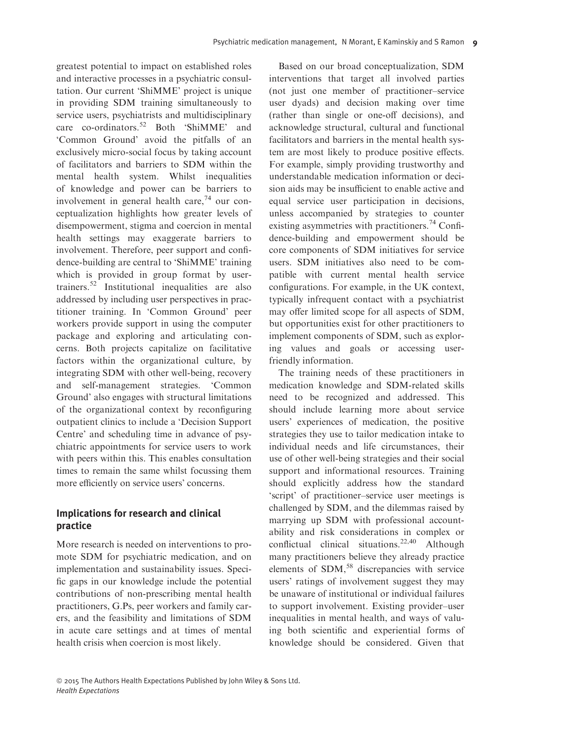greatest potential to impact on established roles and interactive processes in a psychiatric consultation. Our current 'ShiMME' project is unique in providing SDM training simultaneously to service users, psychiatrists and multidisciplinary care co-ordinators.[52] Both 'ShiMME' and 'Common Ground' avoid the pitfalls of an exclusively micro-social focus by taking account of facilitators and barriers to SDM within the mental health system. Whilst inequalities of knowledge and power can be barriers to involvement in general health care,[74] our conceptualization highlights how greater levels of disempowerment, stigma and coercion in mental health settings may exaggerate barriers to involvement. Therefore, peer support and confidence-building are central to 'ShiMME' training which is provided in group format by user-trainers.[52] Institutional inequalities are also addressed by including user perspectives in practitioner training. In 'Common Ground' peer workers provide support in using the computer package and exploring and articulating concerns. Both projects capitalize on facilitative factors within the organizational culture, by integrating SDM with other well-being, recovery and self-management strategies. 'Common Ground' also engages with structural limitations of the organizational context by reconfiguring outpatient clinics to include a 'Decision Support Centre' and scheduling time in advance of psychiatric appointments for service users to work with peers within this. This enables consultation times to remain the same whilst focussing them more efficiently on service users' concerns.

## Implications for research and clinical practice

More research is needed on interventions to promote SDM for psychiatric medication, and on implementation and sustainability issues. Specific gaps in our knowledge include the potential contributions of non-prescribing mental health practitioners, G.Ps, peer workers and family carers, and the feasibility and limitations of SDM in acute care settings and at times of mental health crisis when coercion is most likely.

Based on our broad conceptualization, SDM interventions that target all involved parties (not just one member of practitioner–service user dyads) and decision making over time (rather than single or one-off decisions), and acknowledge structural, cultural and functional facilitators and barriers in the mental health system are most likely to produce positive effects. For example, simply providing trustworthy and understandable medication information or decision aids may be insufficient to enable active and equal service user participation in decisions, unless accompanied by strategies to counter existing asymmetries with practitioners.[74] Confidence-building and empowerment should be core components of SDM initiatives for service users. SDM initiatives also need to be compatible with current mental health service configurations. For example, in the UK context, typically infrequent contact with a psychiatrist may offer limited scope for all aspects of SDM, but opportunities exist for other practitioners to implement components of SDM, such as exploring values and goals or accessing user-friendly information.

The training needs of these practitioners in medication knowledge and SDM-related skills need to be recognized and addressed. This should include learning more about service users' experiences of medication, the positive strategies they use to tailor medication intake to individual needs and life circumstances, their use of other well-being strategies and their social support and informational resources. Training should explicitly address how the standard 'script' of practitioner–service user meetings is challenged by SDM, and the dilemmas raised by marrying up SDM with professional accountability and risk considerations in complex or conflictual clinical situations.[22,40] Although many practitioners believe they already practice elements of SDM,[58] discrepancies with service users' ratings of involvement suggest they may be unaware of institutional or individual failures to support involvement. Existing provider–user inequalities in mental health, and ways of valuing both scientific and experiential forms of knowledge should be considered. Given that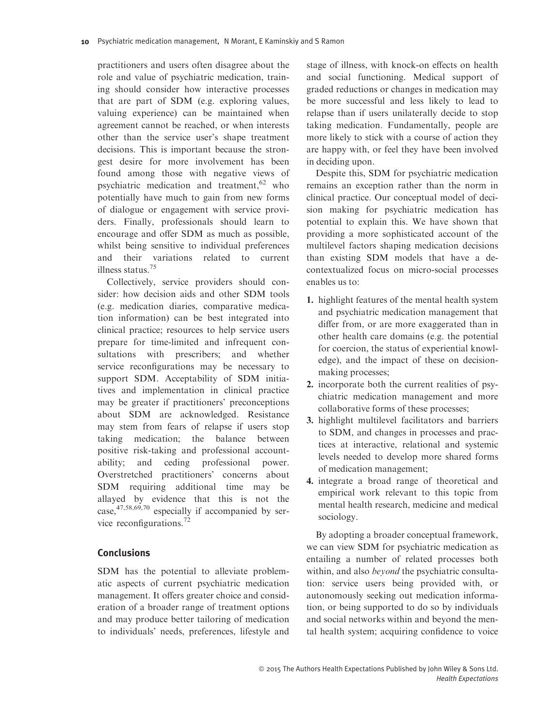practitioners and users often disagree about the role and value of psychiatric medication, training should consider how interactive processes that are part of SDM (e.g. exploring values, valuing experience) can be maintained when agreement cannot be reached, or when interests other than the service user's shape treatment decisions. This is important because the strongest desire for more involvement has been found among those with negative views of psychiatric medication and treatment,[62] who potentially have much to gain from new forms of dialogue or engagement with service providers. Finally, professionals should learn to encourage and offer SDM as much as possible, whilst being sensitive to individual preferences and their variations related to current illness status.[75]

Collectively, service providers should consider: how decision aids and other SDM tools (e.g. medication diaries, comparative medication information) can be best integrated into clinical practice; resources to help service users prepare for time-limited and infrequent consultations with prescribers; and whether service reconfigurations may be necessary to support SDM. Acceptability of SDM initiatives and implementation in clinical practice may be greater if practitioners' preconceptions about SDM are acknowledged. Resistance may stem from fears of relapse if users stop taking medication; the balance between positive risk-taking and professional accountability; and ceding professional power. Overstretched practitioners' concerns about SDM requiring additional time may be allayed by evidence that this is not the case,[47,58,69,70] especially if accompanied by service reconfigurations.[72]

## Conclusions

SDM has the potential to alleviate problematic aspects of current psychiatric medication management. It offers greater choice and consideration of a broader range of treatment options and may produce better tailoring of medication to individuals' needs, preferences, lifestyle and stage of illness, with knock-on effects on health and social functioning. Medical support of graded reductions or changes in medication may be more successful and less likely to lead to relapse than if users unilaterally decide to stop taking medication. Fundamentally, people are more likely to stick with a course of action they are happy with, or feel they have been involved in deciding upon.

Despite this, SDM for psychiatric medication remains an exception rather than the norm in clinical practice. Our conceptual model of decision making for psychiatric medication has potential to explain this. We have shown that providing a more sophisticated account of the multilevel factors shaping medication decisions than existing SDM models that have a decontextualized focus on micro-social processes enables us to:

1. highlight features of the mental health system and psychiatric medication management that differ from, or are more exaggerated than in other health care domains (e.g. the potential for coercion, the status of experiential knowledge), and the impact of these on decision-making processes;
2. incorporate both the current realities of psychiatric medication management and more collaborative forms of these processes;
3. highlight multilevel facilitators and barriers to SDM, and changes in processes and practices at interactive, relational and systemic levels needed to develop more shared forms of medication management;
4. integrate a broad range of theoretical and empirical work relevant to this topic from mental health research, medicine and medical sociology.

By adopting a broader conceptual framework, we can view SDM for psychiatric medication as entailing a number of related processes both within, and also *beyond* the psychiatric consultation: service users being provided with, or autonomously seeking out medication information, or being supported to do so by individuals and social networks within and beyond the mental health system; acquiring confidence to voice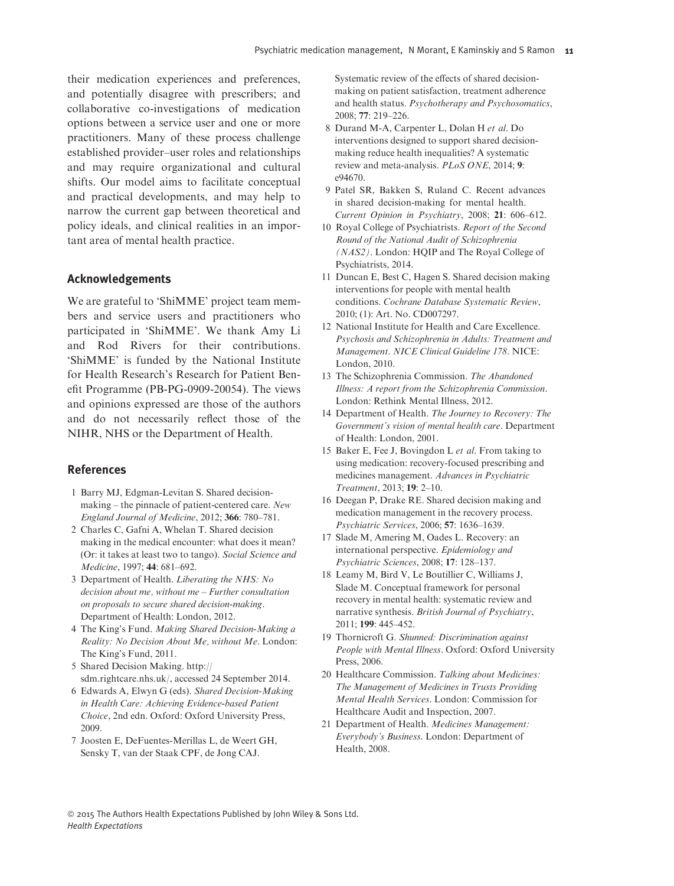their medication experiences and preferences, and potentially disagree with prescribers; and collaborative co-investigations of medication options between a service user and one or more practitioners. Many of these process challenge established provider–user roles and relationships and may require organizational and cultural shifts. Our model aims to facilitate conceptual and practical developments, and may help to narrow the current gap between theoretical and policy ideals, and clinical realities in an important area of mental health practice.

## Acknowledgements

We are grateful to 'ShiMME' project team members and service users and practitioners who participated in 'ShiMME'. We thank Amy Li and Rod Rivers for their contributions. 'ShiMME' is funded by the National Institute for Health Research's Research for Patient Benefit Programme (PB-PG-0909-20054). The views and opinions expressed are those of the authors and do not necessarily reflect those of the NIHR, NHS or the Department of Health.

## References

1 Barry MJ, Edgman-Levitan S. Shared decision-making – the pinnacle of patient-centered care. *New England Journal of Medicine*, 2012; **366**: 780–781.

2 Charles C, Gafni A, Whelan T. Shared decision making in the medical encounter: what does it mean? (Or: it takes at least two to tango). *Social Science and Medicine*, 1997; **44**: 681–692.

3 Department of Health. *Liberating the NHS: No decision about me, without me – Further consultation on proposals to secure shared decision-making*. Department of Health: London, 2012.

4 The King's Fund. *Making Shared Decision-Making a Reality: No Decision About Me, without Me*. London: The King's Fund, 2011.

5 Shared Decision Making. http://sdm.rightcare.nhs.uk/, accessed 24 September 2014.

6 Edwards A, Elwyn G (eds). *Shared Decision-Making in Health Care: Achieving Evidence-based Patient Choice*, 2nd edn. Oxford: Oxford University Press, 2009.

7 Joosten E, DeFuentes-Merillas L, de Weert GH, Sensky T, van der Staak CPF, de Jong CAJ. Systematic review of the effects of shared decision-making on patient satisfaction, treatment adherence and health status. *Psychotherapy and Psychosomatics*, 2008; **77**: 219–226.

8 Durand M-A, Carpenter L, Dolan H *et al*. Do interventions designed to support shared decision-making reduce health inequalities? A systematic review and meta-analysis. *PLoS ONE*, 2014; **9**: e94670.

9 Patel SR, Bakken S, Ruland C. Recent advances in shared decision-making for mental health. *Current Opinion in Psychiatry*, 2008; **21**: 606–612.

10 Royal College of Psychiatrists. *Report of the Second Round of the National Audit of Schizophrenia (NAS2)*. London: HQIP and The Royal College of Psychiatrists, 2014.

11 Duncan E, Best C, Hagen S. Shared decision making interventions for people with mental health conditions. *Cochrane Database Systematic Review*, 2010; (1): Art. No. CD007297.

12 National Institute for Health and Care Excellence. *Psychosis and Schizophrenia in Adults: Treatment and Management*. *NICE Clinical Guideline 178*. NICE: London, 2010.

13 The Schizophrenia Commission. *The Abandoned Illness: A report from the Schizophrenia Commission*. London: Rethink Mental Illness, 2012.

14 Department of Health. *The Journey to Recovery: The Government's vision of mental health care*. Department of Health: London, 2001.

15 Baker E, Fee J, Bovingdon L *et al*. From taking to using medication: recovery-focused prescribing and medicines management. *Advances in Psychiatric Treatment*, 2013; **19**: 2–10.

16 Deegan P, Drake RE. Shared decision making and medication management in the recovery process. *Psychiatric Services*, 2006; **57**: 1636–1639.

17 Slade M, Amering M, Oades L. Recovery: an international perspective. *Epidemiology and Psychiatric Sciences*, 2008; **17**: 128–137.

18 Leamy M, Bird V, Le Boutillier C, Williams J, Slade M. Conceptual framework for personal recovery in mental health: systematic review and narrative synthesis. *British Journal of Psychiatry*, 2011; **199**: 445–452.

19 Thornicroft G. *Shunned: Discrimination against People with Mental Illness*. Oxford: Oxford University Press, 2006.

20 Healthcare Commission. *Talking about Medicines: The Management of Medicines in Trusts Providing Mental Health Services*. London: Commission for Healthcare Audit and Inspection, 2007.

21 Department of Health. *Medicines Management: Everybody's Business*. London: Department of Health, 2008.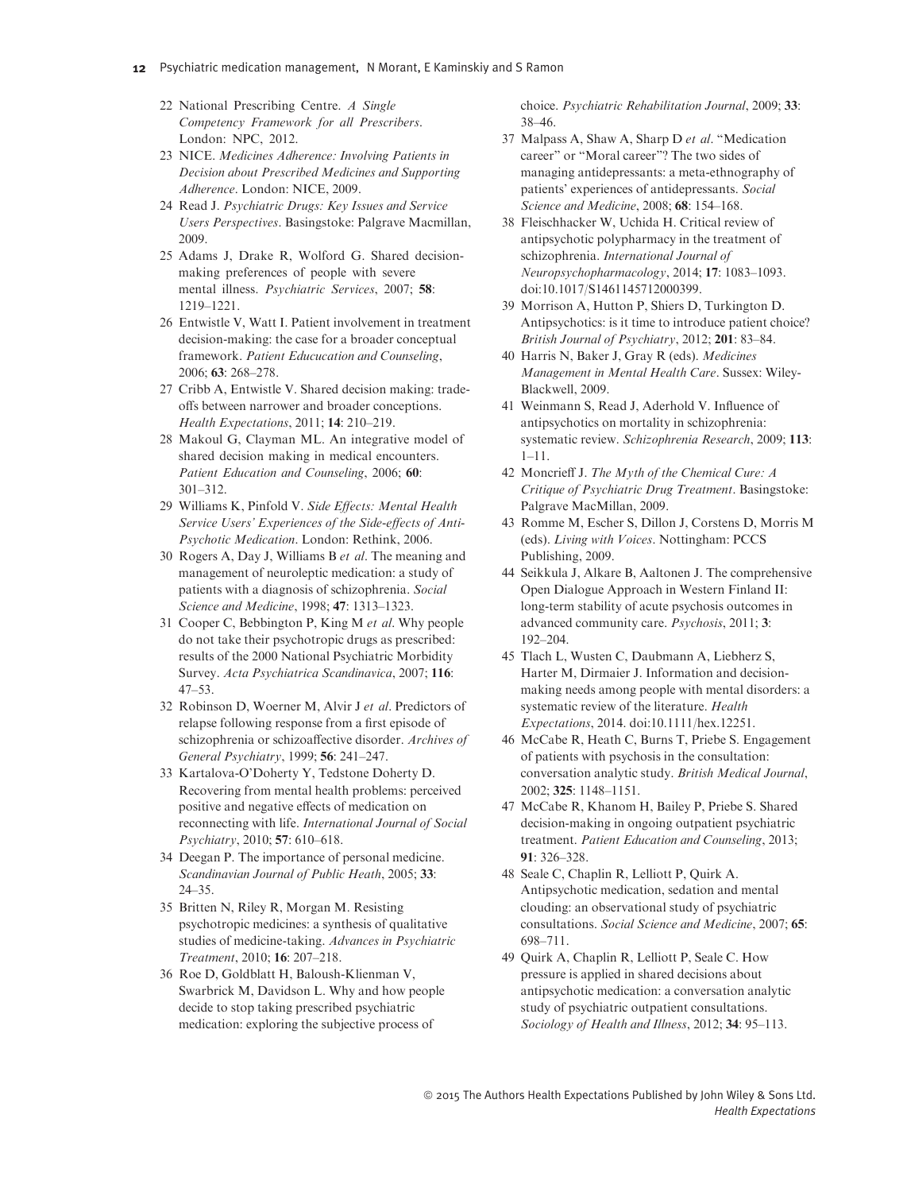22 National Prescribing Centre. *A Single Competency Framework for all Prescribers*. London: NPC, 2012.

23 NICE. *Medicines Adherence: Involving Patients in Decision about Prescribed Medicines and Supporting Adherence*. London: NICE, 2009.

24 Read J. *Psychiatric Drugs: Key Issues and Service Users Perspectives*. Basingstoke: Palgrave Macmillan, 2009.

25 Adams J, Drake R, Wolford G. Shared decision-making preferences of people with severe mental illness. *Psychiatric Services*, 2007; **58**: 1219–1221.

26 Entwistle V, Watt I. Patient involvement in treatment decision-making: the case for a broader conceptual framework. *Patient Educucation and Counseling*, 2006; **63**: 268–278.

27 Cribb A, Entwistle V. Shared decision making: trade-offs between narrower and broader conceptions. *Health Expectations*, 2011; **14**: 210–219.

28 Makoul G, Clayman ML. An integrative model of shared decision making in medical encounters. *Patient Education and Counseling*, 2006; **60**: 301–312.

29 Williams K, Pinfold V. *Side Effects: Mental Health Service Users' Experiences of the Side-effects of Anti-Psychotic Medication*. London: Rethink, 2006.

30 Rogers A, Day J, Williams B *et al*. The meaning and management of neuroleptic medication: a study of patients with a diagnosis of schizophrenia. *Social Science and Medicine*, 1998; **47**: 1313–1323.

31 Cooper C, Bebbington P, King M *et al*. Why people do not take their psychotropic drugs as prescribed: results of the 2000 National Psychiatric Morbidity Survey. *Acta Psychiatrica Scandinavica*, 2007; **116**: 47–53.

32 Robinson D, Woerner M, Alvir J *et al*. Predictors of relapse following response from a first episode of schizophrenia or schizoaffective disorder. *Archives of General Psychiatry*, 1999; **56**: 241–247.

33 Kartalova-O'Doherty Y, Tedstone Doherty D. Recovering from mental health problems: perceived positive and negative effects of medication on reconnecting with life. *International Journal of Social Psychiatry*, 2010; **57**: 610–618.

34 Deegan P. The importance of personal medicine. *Scandinavian Journal of Public Heath*, 2005; **33**: 24–35.

35 Britten N, Riley R, Morgan M. Resisting psychotropic medicines: a synthesis of qualitative studies of medicine-taking. *Advances in Psychiatric Treatment*, 2010; **16**: 207–218.

36 Roe D, Goldblatt H, Baloush-Klienman V, Swarbrick M, Davidson L. Why and how people decide to stop taking prescribed psychiatric medication: exploring the subjective process of choice. *Psychiatric Rehabilitation Journal*, 2009; **33**: 38–46.

37 Malpass A, Shaw A, Sharp D *et al*. "Medication career" or "Moral career"? The two sides of managing antidepressants: a meta-ethnography of patients' experiences of antidepressants. *Social Science and Medicine*, 2008; **68**: 154–168.

38 Fleischhacker W, Uchida H. Critical review of antipsychotic polypharmacy in the treatment of schizophrenia. *International Journal of Neuropsychopharmacology*, 2014; **17**: 1083–1093. doi:10.1017/S1461145712000399.

39 Morrison A, Hutton P, Shiers D, Turkington D. Antipsychotics: is it time to introduce patient choice? *British Journal of Psychiatry*, 2012; **201**: 83–84.

40 Harris N, Baker J, Gray R (eds). *Medicines Management in Mental Health Care*. Sussex: Wiley-Blackwell, 2009.

41 Weinmann S, Read J, Aderhold V. Influence of antipsychotics on mortality in schizophrenia: systematic review. *Schizophrenia Research*, 2009; **113**: 1–11.

42 Moncrieff J. *The Myth of the Chemical Cure: A Critique of Psychiatric Drug Treatment*. Basingstoke: Palgrave MacMillan, 2009.

43 Romme M, Escher S, Dillon J, Corstens D, Morris M (eds). *Living with Voices*. Nottingham: PCCS Publishing, 2009.

44 Seikkula J, Alkare B, Aaltonen J. The comprehensive Open Dialogue Approach in Western Finland II: long-term stability of acute psychosis outcomes in advanced community care. *Psychosis*, 2011; **3**: 192–204.

45 Tlach L, Wusten C, Daubmann A, Liebherz S, Harter M, Dirmaier J. Information and decision-making needs among people with mental disorders: a systematic review of the literature. *Health Expectations*, 2014. doi:10.1111/hex.12251.

46 McCabe R, Heath C, Burns T, Priebe S. Engagement of patients with psychosis in the consultation: conversation analytic study. *British Medical Journal*, 2002; **325**: 1148–1151.

47 McCabe R, Khanom H, Bailey P, Priebe S. Shared decision-making in ongoing outpatient psychiatric treatment. *Patient Education and Counseling*, 2013; **91**: 326–328.

48 Seale C, Chaplin R, Lelliott P, Quirk A. Antipsychotic medication, sedation and mental clouding: an observational study of psychiatric consultations. *Social Science and Medicine*, 2007; **65**: 698–711.

49 Quirk A, Chaplin R, Lelliott P, Seale C. How pressure is applied in shared decisions about antipsychotic medication: a conversation analytic study of psychiatric outpatient consultations. *Sociology of Health and Illness*, 2012; **34**: 95–113.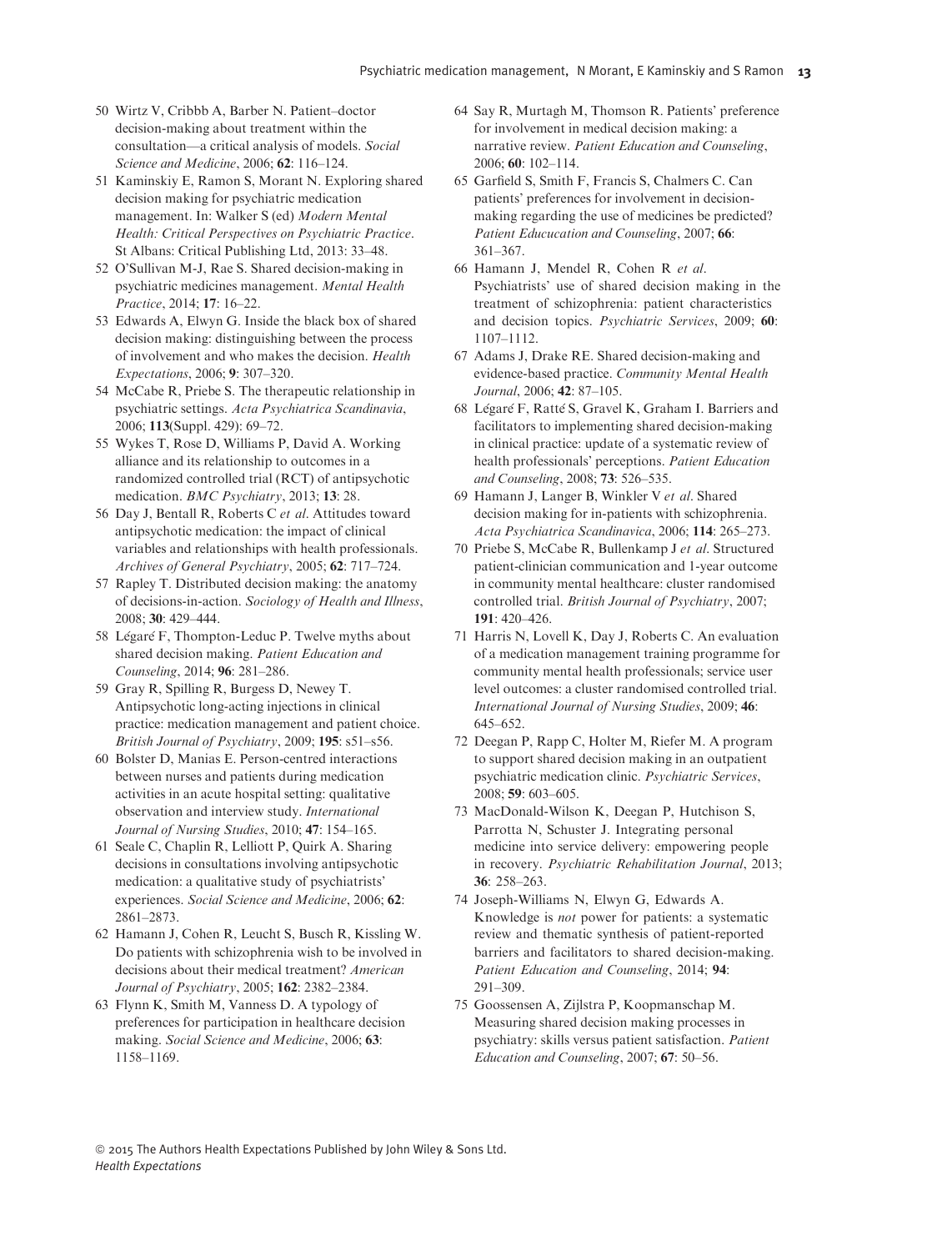50 Wirtz V, Cribbb A, Barber N. Patient–doctor decision-making about treatment within the consultation—a critical analysis of models. *Social Science and Medicine*, 2006; **62**: 116–124.

51 Kaminskiy E, Ramon S, Morant N. Exploring shared decision making for psychiatric medication management. In: Walker S (ed) *Modern Mental Health: Critical Perspectives on Psychiatric Practice*. St Albans: Critical Publishing Ltd, 2013: 33–48.

52 O'Sullivan M-J, Rae S. Shared decision-making in psychiatric medicines management. *Mental Health Practice*, 2014; **17**: 16–22.

53 Edwards A, Elwyn G. Inside the black box of shared decision making: distinguishing between the process of involvement and who makes the decision. *Health Expectations*, 2006; **9**: 307–320.

54 McCabe R, Priebe S. The therapeutic relationship in psychiatric settings. *Acta Psychiatrica Scandinavia*, 2006; **113**(Suppl. 429): 69–72.

55 Wykes T, Rose D, Williams P, David A. Working alliance and its relationship to outcomes in a randomized controlled trial (RCT) of antipsychotic medication. *BMC Psychiatry*, 2013; **13**: 28.

56 Day J, Bentall R, Roberts C *et al*. Attitudes toward antipsychotic medication: the impact of clinical variables and relationships with health professionals. *Archives of General Psychiatry*, 2005; **62**: 717–724.

57 Rapley T. Distributed decision making: the anatomy of decisions-in-action. *Sociology of Health and Illness*, 2008; **30**: 429–444.

58 Légaré F, Thompton-Leduc P. Twelve myths about shared decision making. *Patient Education and Counseling*, 2014; **96**: 281–286.

59 Gray R, Spilling R, Burgess D, Newey T. Antipsychotic long-acting injections in clinical practice: medication management and patient choice. *British Journal of Psychiatry*, 2009; **195**: s51–s56.

60 Bolster D, Manias E. Person-centred interactions between nurses and patients during medication activities in an acute hospital setting: qualitative observation and interview study. *International Journal of Nursing Studies*, 2010; **47**: 154–165.

61 Seale C, Chaplin R, Lelliott P, Quirk A. Sharing decisions in consultations involving antipsychotic medication: a qualitative study of psychiatrists' experiences. *Social Science and Medicine*, 2006; **62**: 2861–2873.

62 Hamann J, Cohen R, Leucht S, Busch R, Kissling W. Do patients with schizophrenia wish to be involved in decisions about their medical treatment? *American Journal of Psychiatry*, 2005; **162**: 2382–2384.

63 Flynn K, Smith M, Vanness D. A typology of preferences for participation in healthcare decision making. *Social Science and Medicine*, 2006; **63**: 1158–1169.

64 Say R, Murtagh M, Thomson R. Patients' preference for involvement in medical decision making: a narrative review. *Patient Education and Counseling*, 2006; **60**: 102–114.

65 Garfield S, Smith F, Francis S, Chalmers C. Can patients' preferences for involvement in decision-making regarding the use of medicines be predicted? *Patient Educucation and Counseling*, 2007; **66**: 361–367.

66 Hamann J, Mendel R, Cohen R *et al*. Psychiatrists' use of shared decision making in the treatment of schizophrenia: patient characteristics and decision topics. *Psychiatric Services*, 2009; **60**: 1107–1112.

67 Adams J, Drake RE. Shared decision-making and evidence-based practice. *Community Mental Health Journal*, 2006; **42**: 87–105.

68 Légaré F, Ratté S, Gravel K, Graham I. Barriers and facilitators to implementing shared decision-making in clinical practice: update of a systematic review of health professionals' perceptions. *Patient Education and Counseling*, 2008; **73**: 526–535.

69 Hamann J, Langer B, Winkler V *et al*. Shared decision making for in-patients with schizophrenia. *Acta Psychiatrica Scandinavica*, 2006; **114**: 265–273.

70 Priebe S, McCabe R, Bullenkamp J *et al*. Structured patient-clinician communication and 1-year outcome in community mental healthcare: cluster randomised controlled trial. *British Journal of Psychiatry*, 2007; **191**: 420–426.

71 Harris N, Lovell K, Day J, Roberts C. An evaluation of a medication management training programme for community mental health professionals; service user level outcomes: a cluster randomised controlled trial. *International Journal of Nursing Studies*, 2009; **46**: 645–652.

72 Deegan P, Rapp C, Holter M, Riefer M. A program to support shared decision making in an outpatient psychiatric medication clinic. *Psychiatric Services*, 2008; **59**: 603–605.

73 MacDonald-Wilson K, Deegan P, Hutchison S, Parrotta N, Schuster J. Integrating personal medicine into service delivery: empowering people in recovery. *Psychiatric Rehabilitation Journal*, 2013; **36**: 258–263.

74 Joseph-Williams N, Elwyn G, Edwards A. Knowledge is *not* power for patients: a systematic review and thematic synthesis of patient-reported barriers and facilitators to shared decision-making. *Patient Education and Counseling*, 2014; **94**: 291–309.

75 Goossensen A, Zijlstra P, Koopmanschap M. Measuring shared decision making processes in psychiatry: skills versus patient satisfaction. *Patient Education and Counseling*, 2007; **67**: 50–56.